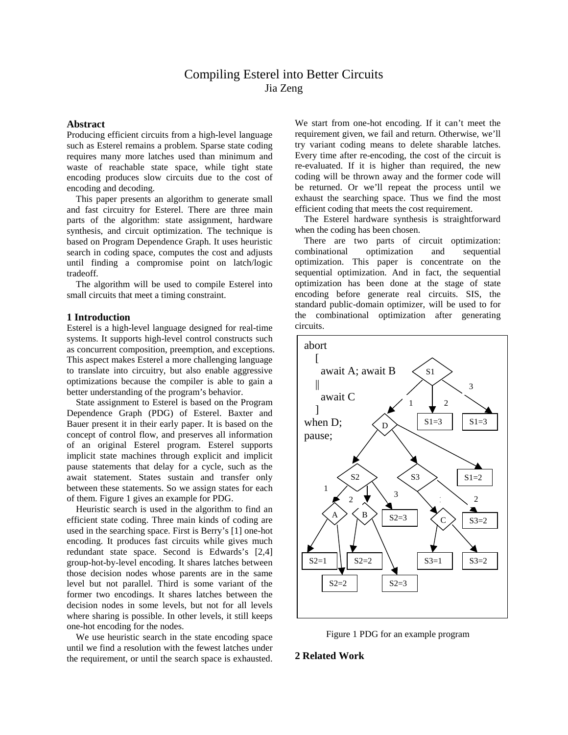# Compiling Esterel into Better Circuits

Jia Zeng

### Abstract

Producing efficient circuits from a high-level language such as Esterel remains a problem. Sparse state coding requires many more latches used than minimum and waste of reachable state space, while tight state encoding produces slow circuits due to the cost of encoding and decoding.

This paper presents an algorithm to generate small and fast circuitry for Esterel. There are three main parts of the algorithm: state assignment, hardware synthesis, and circuit optimization. The technique is based on Program Dependence Graph. It uses heuristic search in coding space, computes the cost and adjusts until finding a compromise point on latch/logic tradeoff.

The algorithm will be used to compile Esterel into small circuits that meet a timing constraint.

### 1 Introduction

Esterel is a high-level language designed for real-time systems. It supports high-level control constructs such as concurrent composition, preemption, and exceptions. This aspect makes Esterel a more challenging language to translate into circuitry, but also enable aggressive optimizations because the compiler is able to gain a better understanding of the program's behavior.

State assignment to Esterel is based on the Program Dependence Graph (PDG) of Esterel. Baxter and Bauer present it in their early paper. It is based on the concept of control flow, and preserves all information of an original Esterel program. Esterel supports implicit state machines through explicit and implicit pause statements that delay for a cycle, such as the await statement. States sustain and transfer only between these statements. So we assign states for each of them. Figure 1 gives an example for PDG.

Heuristic search is used in the algorithm to find an efficient state coding. Three main kinds of coding are used in the searching space. First is Berry's [1] one-hot encoding. It produces fast circuits while gives much redundant state space. Second is Edwards's [2,4] group-hot-by-level encoding. It shares latches between those decision nodes whose parents are in the same level but not parallel. Third is some variant of the former two encodings. It shares latches between the decision nodes in some levels, but not for all levels where sharing is possible. In other levels, it still keeps one-hot encoding for the nodes.

We use heuristic search in the state encoding space until we find a resolution with the fewest latches under the requirement, or until the search space is exhausted. We start from one-hot encoding. If it can't meet the requirement given, we fail and return. Otherwise, we'll try variant coding means to delete sharable latches. Every time after re-encoding, the cost of the circuit is re-evaluated. If it is higher than required, the new coding will be thrown away and the former code will be returned. Or we'll repeat the process until we exhaust the searching space. Thus we find the most efficient coding that meets the cost requirement.

The Esterel hardware synthesis is straightforward when the coding has been chosen.

There are two parts of circuit optimization: combinational optimization and sequential optimization. This paper is concentrate on the sequential optimization. And in fact, the sequential optimization has been done at the stage of state encoding before generate real circuits. SIS, the standard public-domain optimizer, will be used to for the combinational optimization after generating circuits.

```
abort
  [
    await A; await B
  ||
    await C
  ]
when D;
pause;
```

Figure 1 PDG for an example program

### 2 Related Work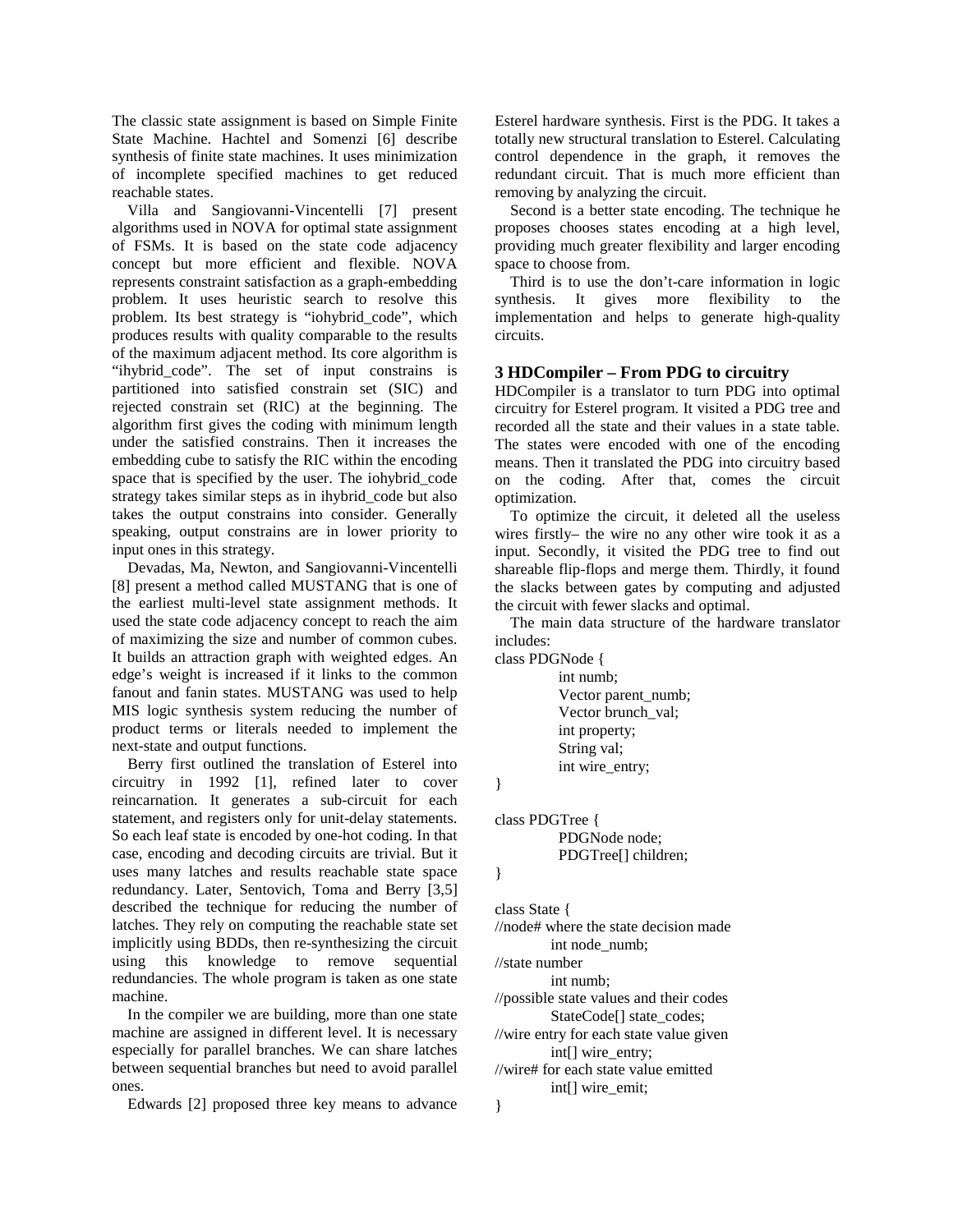The classic state assignment is based on Simple Finite State Machine. Hachtel and Somenzi [6] describe synthesis of finite state machines. It uses minimization of incomplete specified machines to get reduced reachable states.

Villa and Sangiovanni-Vincentelli [7] present algorithms used in NOVA for optimal state assignment of FSMs. It is based on the state code adjacency concept but more efficient and flexible. NOVA represents constraint satisfaction as a graph-embedding problem. It uses heuristic search to resolve this problem. Its best strategy is "iohybrid_code", which produces results with quality comparable to the results of the maximum adjacent method. Its core algorithm is "ihybrid_code". The set of input constrains is partitioned into satisfied constrain set (SIC) and rejected constrain set (RIC) at the beginning. The algorithm first gives the coding with minimum length under the satisfied constrains. Then it increases the embedding cube to satisfy the RIC within the encoding space that is specified by the user. The iohybrid_code strategy takes similar steps as in ihybrid_code but also takes the output constrains into consider. Generally speaking, output constrains are in lower priority to input ones in this strategy.

Devadas, Ma, Newton, and Sangiovanni-Vincentelli [8] present a method called MUSTANG that is one of the earliest multi-level state assignment methods. It used the state code adjacency concept to reach the aim of maximizing the size and number of common cubes. It builds an attraction graph with weighted edges. An edge's weight is increased if it links to the common fanout and fanin states. MUSTANG was used to help MIS logic synthesis system reducing the number of product terms or literals needed to implement the next-state and output functions.

Berry first outlined the translation of Esterel into circuitry in 1992 [1], refined later to cover reincarnation. It generates a sub-circuit for each statement, and registers only for unit-delay statements. So each leaf state is encoded by one-hot coding. In that case, encoding and decoding circuits are trivial. But it uses many latches and results reachable state space redundancy. Later, Sentovich, Toma and Berry [3,5] described the technique for reducing the number of latches. They rely on computing the reachable state set implicitly using BDDs, then re-synthesizing the circuit using this knowledge to remove sequential redundancies. The whole program is taken as one state machine.

In the compiler we are building, more than one state machine are assigned in different level. It is necessary especially for parallel branches. We can share latches between sequential branches but need to avoid parallel ones.

Edwards [2] proposed three key means to advance Esterel hardware synthesis. First is the PDG. It takes a totally new structural translation to Esterel. Calculating control dependence in the graph, it removes the redundant circuit. That is much more efficient than removing by analyzing the circuit.

Second is a better state encoding. The technique he proposes chooses states encoding at a high level, providing much greater flexibility and larger encoding space to choose from.

Third is to use the don't-care information in logic synthesis. It gives more flexibility to the implementation and helps to generate high-quality circuits.

## 3 HDCompiler – From PDG to circuitry

HDCompiler is a translator to turn PDG into optimal circuitry for Esterel program. It visited a PDG tree and recorded all the state and their values in a state table. The states were encoded with one of the encoding means. Then it translated the PDG into circuitry based on the coding. After that, comes the circuit optimization.

To optimize the circuit, it deleted all the useless wires firstly– the wire no any other wire took it as a input. Secondly, it visited the PDG tree to find out shareable flip-flops and merge them. Thirdly, it found the slacks between gates by computing and adjusted the circuit with fewer slacks and optimal.

The main data structure of the hardware translator includes:

```
class PDGNode {
        int numb;
        Vector parent_numb;
        Vector brunch_val;
        int property;
        String val;
        int wire_entry;
}

class PDGTree {
        PDGNode node;
        PDGTree[] children;
}

class State {
//node# where the state decision made
        int node_numb;
//state number
        int numb;
//possible state values and their codes
        StateCode[] state_codes;
//wire entry for each state value given
        int[] wire_entry;
//wire# for each state value emitted
        int[] wire_emit;
}
```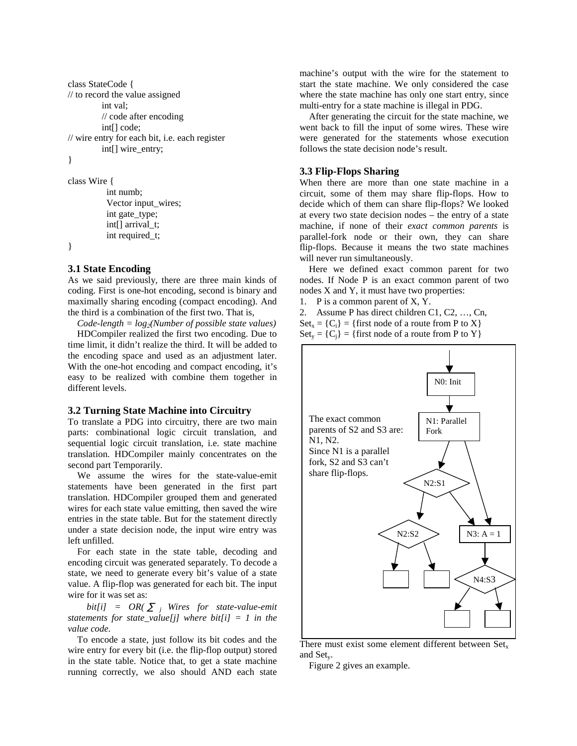```
class StateCode {
// to record the value assigned
        int val;
        // code after encoding
        int[] code;
// wire entry for each bit, i.e. each register
        int[] wire_entry;
}

class Wire {
        int numb;
        Vector input_wires;
        int gate_type;
        int[] arrival_t;
        int required_t;
}
```

### 3.1 State Encoding

As we said previously, there are three main kinds of coding. First is one-hot encoding, second is binary and maximally sharing encoding (compact encoding). And the third is a combination of the first two. That is,

*Code-length = $log_2$(Number of possible state values)*

HDCompiler realized the first two encoding. Due to time limit, it didn't realize the third. It will be added to the encoding space and used as an adjustment later. With the one-hot encoding and compact encoding, it's easy to be realized with combine them together in different levels.

### 3.2 Turning State Machine into Circuitry

To translate a PDG into circuitry, there are two main parts: combinational logic circuit translation, and sequential logic circuit translation, i.e. state machine translation. HDCompiler mainly concentrates on the second part Temporarily.

We assume the wires for the state-value-emit statements have been generated in the first part translation. HDCompiler grouped them and generated wires for each state value emitting, then saved the wire entries in the state table. But for the statement directly under a state decision node, the input wire entry was left unfilled.

For each state in the state table, decoding and encoding circuit was generated separately. To decode a state, we need to generate every bit's value of a state value. A flip-flop was generated for each bit. The input wire for it was set as:

*bit[i] = OR( $\sum_j$ Wires for state-value-emit statements for state_value[j] where bit[i] = 1 in the value code.*

To encode a state, just follow its bit codes and the wire entry for every bit (i.e. the flip-flop output) stored in the state table. Notice that, to get a state machine running correctly, we also should AND each state machine's output with the wire for the statement to start the state machine. We only considered the case where the state machine has only one start entry, since multi-entry for a state machine is illegal in PDG.

After generating the circuit for the state machine, we went back to fill the input of some wires. These wire were generated for the statements whose execution follows the state decision node's result.

### 3.3 Flip-Flops Sharing

When there are more than one state machine in a circuit, some of them may share flip-flops. How to decide which of them can share flip-flops? We looked at every two state decision nodes – the entry of a state machine, if none of their *exact common parents* is parallel-fork node or their own, they can share flip-flops. Because it means the two state machines will never run simultaneously.

Here we defined exact common parent for two nodes. If Node P is an exact common parent of two nodes X and Y, it must have two properties:

1. P is a common parent of X, Y.
2. Assume P has direct children C1, C2, …, Cn,

$Set_x$ = {$C_i$} = {first node of a route from P to X}
$Set_y$ = {$C_j$} = {first node of a route from P to Y}

The exact common parents of S2 and S3 are: N1, N2.
Since N1 is a parallel fork, S2 and S3 can't share flip-flops.

N0: Init → N1: Parallel Fork → N2:S1, N3: A = 1; N2:S1 → N2:S2, N3: A = 1; N3: A = 1 → N4:S3

There must exist some element different between $Set_x$ and $Set_y$.

Figure 2 gives an example.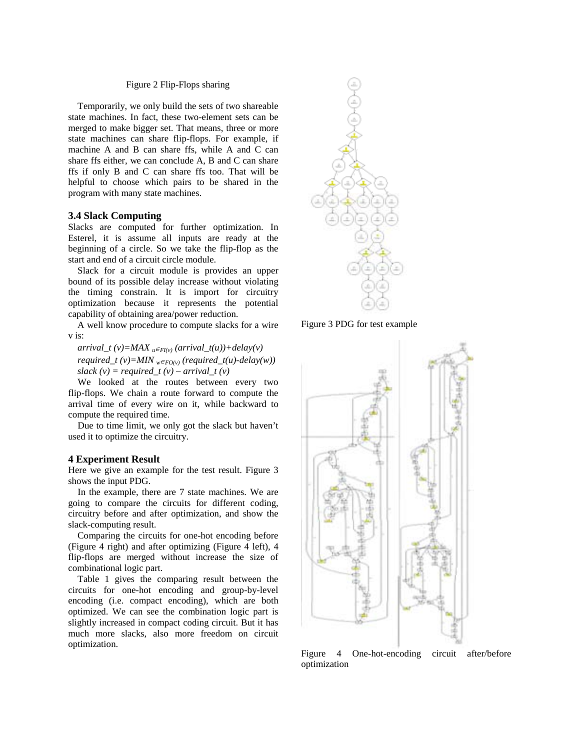Figure 2 Flip-Flops sharing

Temporarily, we only build the sets of two shareable state machines. In fact, these two-element sets can be merged to make bigger set. That means, three or more state machines can share flip-flops. For example, if machine A and B can share ffs, while A and C can share ffs either, we can conclude A, B and C can share ffs if only B and C can share ffs too. That will be helpful to choose which pairs to be shared in the program with many state machines.

### 3.4 Slack Computing

Slacks are computed for further optimization. In Esterel, it is assume all inputs are ready at the beginning of a circle. So we take the flip-flop as the start and end of a circuit circle module.

Slack for a circuit module is provides an upper bound of its possible delay increase without violating the timing constrain. It is import for circuitry optimization because it represents the potential capability of obtaining area/power reduction.

A well know procedure to compute slacks for a wire v is:

$arrival\_t(v)=MAX_{u \in FI(v)}(arrival\_t(u))+delay(v)$

$required\_t(v)=MIN_{w \in FO(v)}(required\_t(u)-delay(w))$

$slack(v) = required\_t(v) - arrival\_t(v)$

We looked at the routes between every two flip-flops. We chain a route forward to compute the arrival time of every wire on it, while backward to compute the required time.

Due to time limit, we only got the slack but haven't used it to optimize the circuitry.

## 4 Experiment Result

Here we give an example for the test result. Figure 3 shows the input PDG.

In the example, there are 7 state machines. We are going to compare the circuits for different coding, circuitry before and after optimization, and show the slack-computing result.

Comparing the circuits for one-hot encoding before (Figure 4 right) and after optimizing (Figure 4 left), 4 flip-flops are merged without increase the size of combinational logic part.

Table 1 gives the comparing result between the circuits for one-hot encoding and group-by-level encoding (i.e. compact encoding), which are both optimized. We can see the combination logic part is slightly increased in compact coding circuit. But it has much more slacks, also more freedom on circuit optimization.

Figure 3 PDG for test example

Figure 4 One-hot-encoding circuit after/before optimization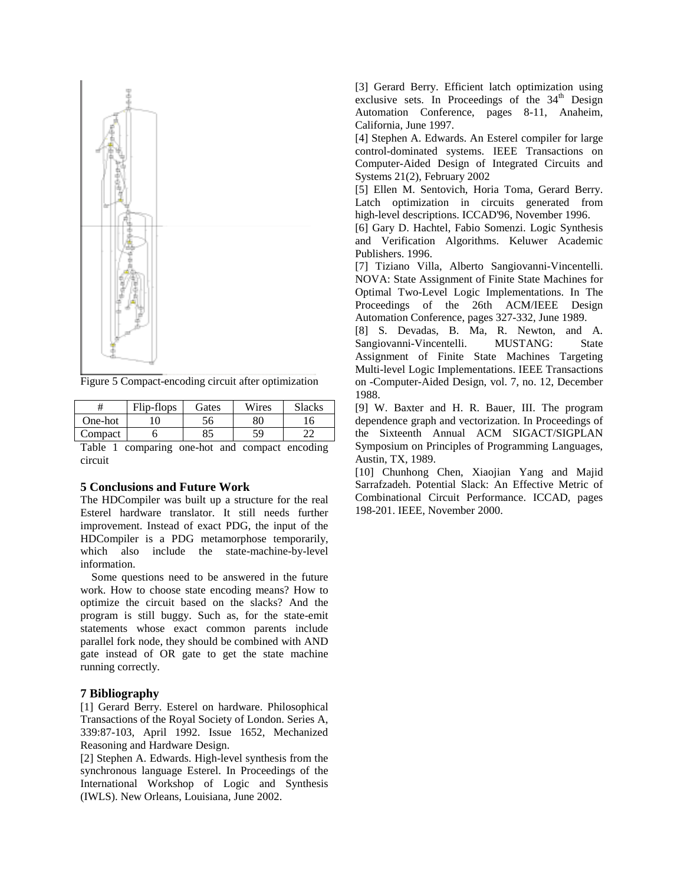Figure 5 Compact-encoding circuit after optimization

| # | Flip-flops | Gates | Wires | Slacks |
|---|---|---|---|---|
| One-hot | 10 | 56 | 80 | 16 |
| Compact | 6 | 85 | 59 | 22 |

Table 1 comparing one-hot and compact encoding circuit

## 5 Conclusions and Future Work

The HDCompiler was built up a structure for the real Esterel hardware translator. It still needs further improvement. Instead of exact PDG, the input of the HDCompiler is a PDG metamorphose temporarily, which also include the state-machine-by-level information.

Some questions need to be answered in the future work. How to choose state encoding means? How to optimize the circuit based on the slacks? And the program is still buggy. Such as, for the state-emit statements whose exact common parents include parallel fork node, they should be combined with AND gate instead of OR gate to get the state machine running correctly.

## 7 Bibliography

[1] Gerard Berry. Esterel on hardware. Philosophical Transactions of the Royal Society of London. Series A, 339:87-103, April 1992. Issue 1652, Mechanized Reasoning and Hardware Design.

[2] Stephen A. Edwards. High-level synthesis from the synchronous language Esterel. In Proceedings of the International Workshop of Logic and Synthesis (IWLS). New Orleans, Louisiana, June 2002.

[3] Gerard Berry. Efficient latch optimization using exclusive sets. In Proceedings of the 34th Design Automation Conference, pages 8-11, Anaheim, California, June 1997.

[4] Stephen A. Edwards. An Esterel compiler for large control-dominated systems. IEEE Transactions on Computer-Aided Design of Integrated Circuits and Systems 21(2), February 2002

[5] Ellen M. Sentovich, Horia Toma, Gerard Berry. Latch optimization in circuits generated from high-level descriptions. ICCAD'96, November 1996.

[6] Gary D. Hachtel, Fabio Somenzi. Logic Synthesis and Verification Algorithms. Keluwer Academic Publishers. 1996.

[7] Tiziano Villa, Alberto Sangiovanni-Vincentelli. NOVA: State Assignment of Finite State Machines for Optimal Two-Level Logic Implementations. In The Proceedings of the 26th ACM/IEEE Design Automation Conference, pages 327-332, June 1989.

[8] S. Devadas, B. Ma, R. Newton, and A. Sangiovanni-Vincentelli. MUSTANG: State Assignment of Finite State Machines Targeting Multi-level Logic Implementations. IEEE Transactions on -Computer-Aided Design, vol. 7, no. 12, December 1988.

[9] W. Baxter and H. R. Bauer, III. The program dependence graph and vectorization. In Proceedings of the Sixteenth Annual ACM SIGACT/SIGPLAN Symposium on Principles of Programming Languages, Austin, TX, 1989.

[10] Chunhong Chen, Xiaojian Yang and Majid Sarrafzadeh. Potential Slack: An Effective Metric of Combinational Circuit Performance. ICCAD, pages 198-201. IEEE, November 2000.